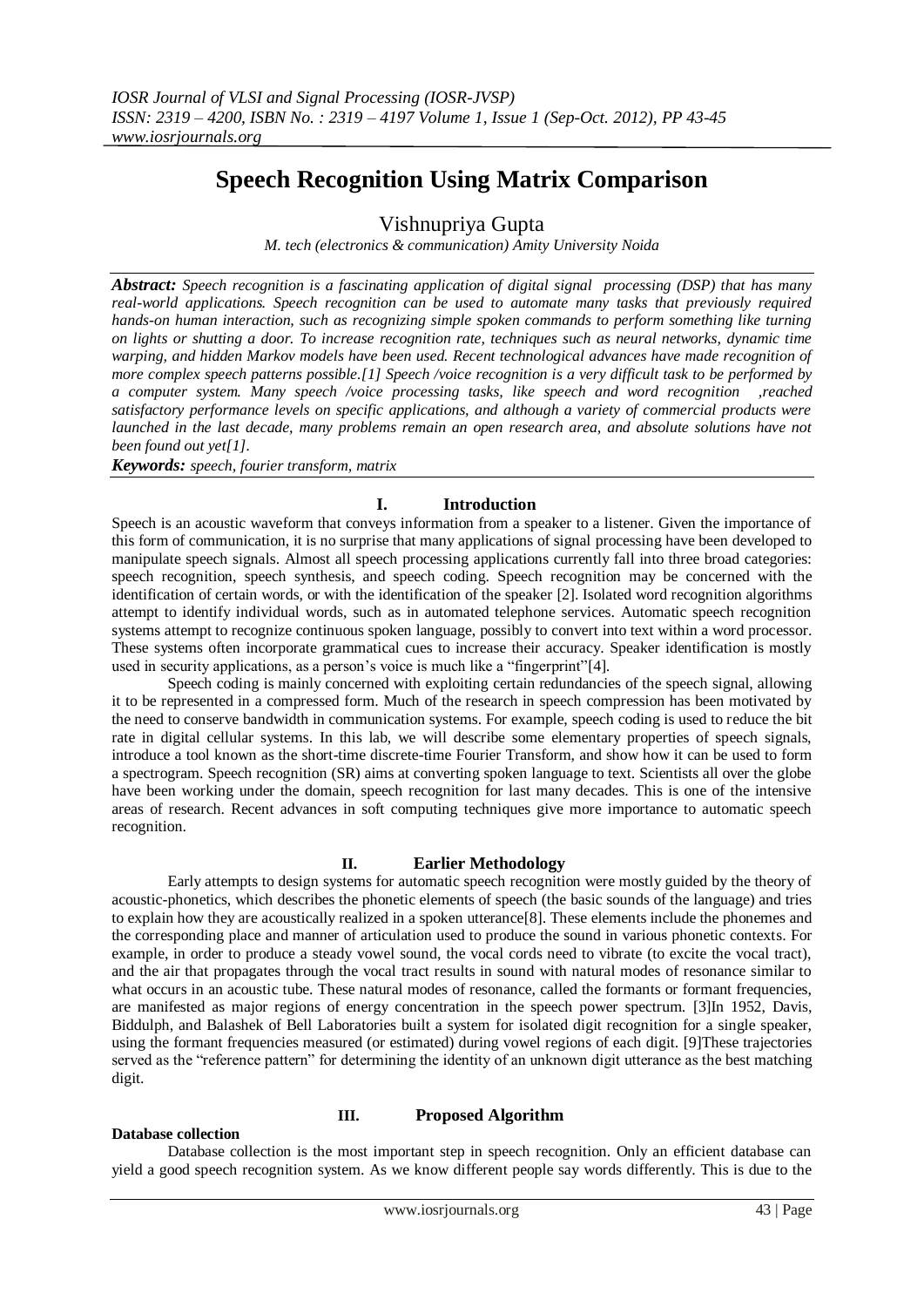# Speech Recognition Using Matrix Comparison

Vishnupriya Gupta

*M. tech (electronics & communication) Amity University Noida*

***Abstract:*** *Speech recognition is a fascinating application of digital signal processing (DSP) that has many real-world applications. Speech recognition can be used to automate many tasks that previously required hands-on human interaction, such as recognizing simple spoken commands to perform something like turning on lights or shutting a door. To increase recognition rate, techniques such as neural networks, dynamic time warping, and hidden Markov models have been used. Recent technological advances have made recognition of more complex speech patterns possible.[1] Speech /voice recognition is a very difficult task to be performed by a computer system. Many speech /voice processing tasks, like speech and word recognition ,reached satisfactory performance levels on specific applications, and although a variety of commercial products were launched in the last decade, many problems remain an open research area, and absolute solutions have not been found out yet[1].*

***Keywords:*** *speech, fourier transform, matrix*

## I. Introduction

Speech is an acoustic waveform that conveys information from a speaker to a listener. Given the importance of this form of communication, it is no surprise that many applications of signal processing have been developed to manipulate speech signals. Almost all speech processing applications currently fall into three broad categories: speech recognition, speech synthesis, and speech coding. Speech recognition may be concerned with the identification of certain words, or with the identification of the speaker [2]. Isolated word recognition algorithms attempt to identify individual words, such as in automated telephone services. Automatic speech recognition systems attempt to recognize continuous spoken language, possibly to convert into text within a word processor. These systems often incorporate grammatical cues to increase their accuracy. Speaker identification is mostly used in security applications, as a person's voice is much like a "fingerprint"[4].

Speech coding is mainly concerned with exploiting certain redundancies of the speech signal, allowing it to be represented in a compressed form. Much of the research in speech compression has been motivated by the need to conserve bandwidth in communication systems. For example, speech coding is used to reduce the bit rate in digital cellular systems. In this lab, we will describe some elementary properties of speech signals, introduce a tool known as the short-time discrete-time Fourier Transform, and show how it can be used to form a spectrogram. Speech recognition (SR) aims at converting spoken language to text. Scientists all over the globe have been working under the domain, speech recognition for last many decades. This is one of the intensive areas of research. Recent advances in soft computing techniques give more importance to automatic speech recognition.

## II. Earlier Methodology

Early attempts to design systems for automatic speech recognition were mostly guided by the theory of acoustic-phonetics, which describes the phonetic elements of speech (the basic sounds of the language) and tries to explain how they are acoustically realized in a spoken utterance[8]. These elements include the phonemes and the corresponding place and manner of articulation used to produce the sound in various phonetic contexts. For example, in order to produce a steady vowel sound, the vocal cords need to vibrate (to excite the vocal tract), and the air that propagates through the vocal tract results in sound with natural modes of resonance similar to what occurs in an acoustic tube. These natural modes of resonance, called the formants or formant frequencies, are manifested as major regions of energy concentration in the speech power spectrum. [3]In 1952, Davis, Biddulph, and Balashek of Bell Laboratories built a system for isolated digit recognition for a single speaker, using the formant frequencies measured (or estimated) during vowel regions of each digit. [9]These trajectories served as the "reference pattern" for determining the identity of an unknown digit utterance as the best matching digit.

## III. Proposed Algorithm

### Database collection

Database collection is the most important step in speech recognition. Only an efficient database can yield a good speech recognition system. As we know different people say words differently. This is due to the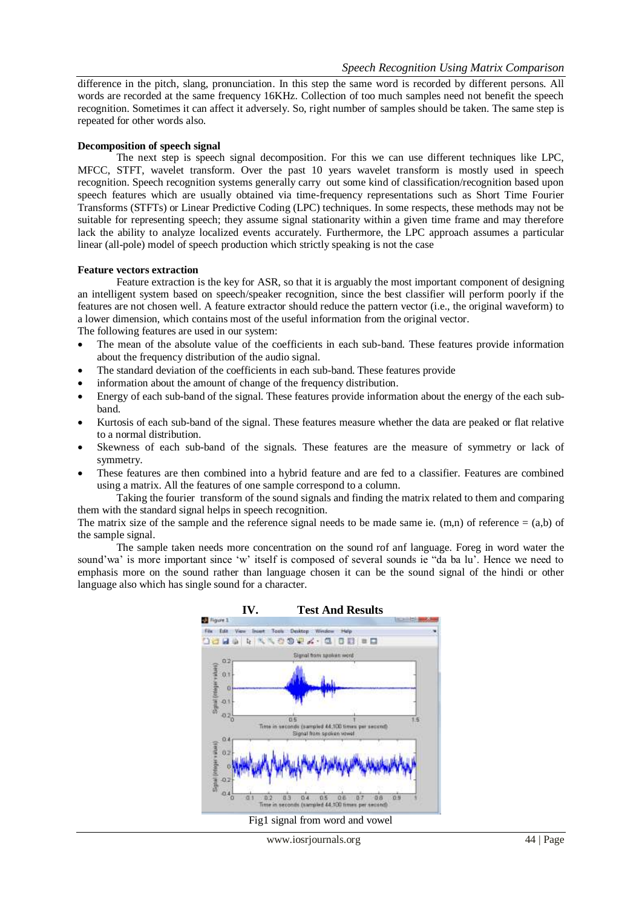difference in the pitch, slang, pronunciation. In this step the same word is recorded by different persons. All words are recorded at the same frequency 16KHz. Collection of too much samples need not benefit the speech recognition. Sometimes it can affect it adversely. So, right number of samples should be taken. The same step is repeated for other words also.

**Decomposition of speech signal**

The next step is speech signal decomposition. For this we can use different techniques like LPC, MFCC, STFT, wavelet transform. Over the past 10 years wavelet transform is mostly used in speech recognition. Speech recognition systems generally carry out some kind of classification/recognition based upon speech features which are usually obtained via time-frequency representations such as Short Time Fourier Transforms (STFTs) or Linear Predictive Coding (LPC) techniques. In some respects, these methods may not be suitable for representing speech; they assume signal stationarity within a given time frame and may therefore lack the ability to analyze localized events accurately. Furthermore, the LPC approach assumes a particular linear (all-pole) model of speech production which strictly speaking is not the case

**Feature vectors extraction**

Feature extraction is the key for ASR, so that it is arguably the most important component of designing an intelligent system based on speech/speaker recognition, since the best classifier will perform poorly if the features are not chosen well. A feature extractor should reduce the pattern vector (i.e., the original waveform) to a lower dimension, which contains most of the useful information from the original vector.

The following features are used in our system:

- The mean of the absolute value of the coefficients in each sub-band. These features provide information about the frequency distribution of the audio signal.
- The standard deviation of the coefficients in each sub-band. These features provide
- information about the amount of change of the frequency distribution.
- Energy of each sub-band of the signal. These features provide information about the energy of the each sub-band.
- Kurtosis of each sub-band of the signal. These features measure whether the data are peaked or flat relative to a normal distribution.
- Skewness of each sub-band of the signals. These features are the measure of symmetry or lack of symmetry.
- These features are then combined into a hybrid feature and are fed to a classifier. Features are combined using a matrix. All the features of one sample correspond to a column.

Taking the fourier transform of the sound signals and finding the matrix related to them and comparing them with the standard signal helps in speech recognition.

The matrix size of the sample and the reference signal needs to be made same ie. (m,n) of reference = (a,b) of the sample signal.

The sample taken needs more concentration on the sound rof anf language. Foreg in word water the sound'wa' is more important since 'w' itself is composed of several sounds ie "da ba lu'. Hence we need to emphasis more on the sound rather than language chosen it can be the sound signal of the hindi or other language also which has single sound for a character.

# IV. Test And Results

Fig1 signal from word and vowel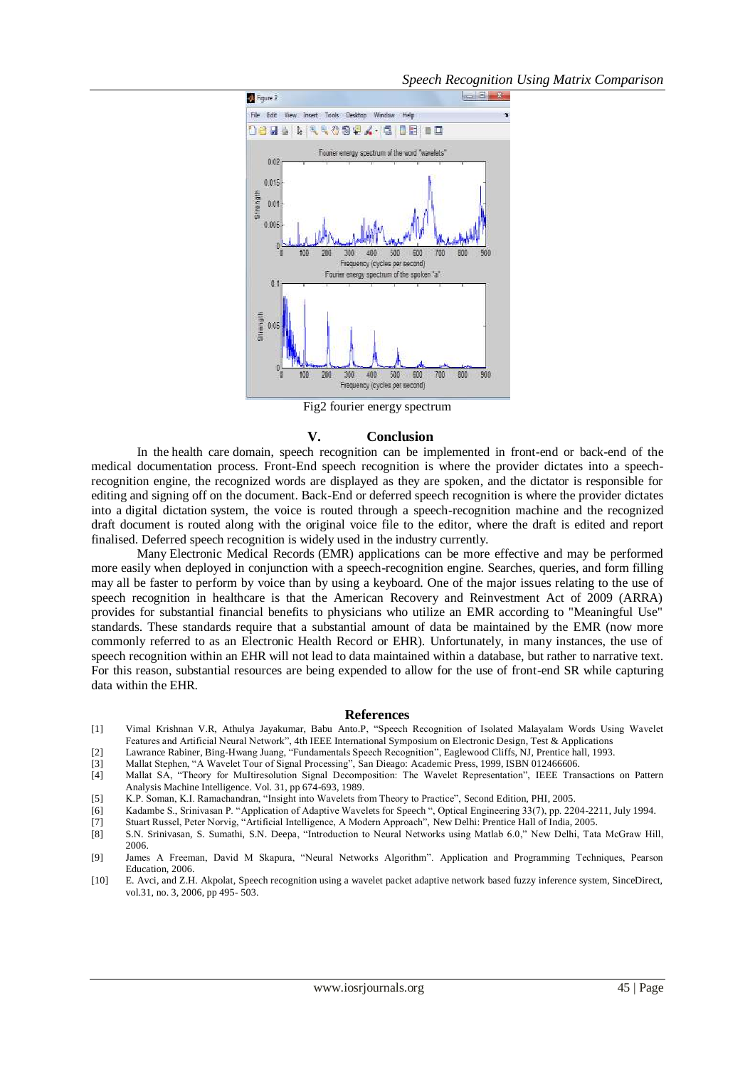Figure 2

File Edit View Insert Tools Desktop Window Help

Fourier energy spectrum of the word "wavelets"

0.02
0.015
0.01
0.005
0

Strength

0 100 200 300 400 500 600 700 800 900

Frequency (cycles per second)

Fourier energy spectrum of the spoken "a"

0.1
0.05
0

Strength

0 100 200 300 400 500 600 700 800 900

Frequency (cycles per second)

Fig2 fourier energy spectrum

## V. Conclusion

In the health care domain, speech recognition can be implemented in front-end or back-end of the medical documentation process. Front-End speech recognition is where the provider dictates into a speech-recognition engine, the recognized words are displayed as they are spoken, and the dictator is responsible for editing and signing off on the document. Back-End or deferred speech recognition is where the provider dictates into a digital dictation system, the voice is routed through a speech-recognition machine and the recognized draft document is routed along with the original voice file to the editor, where the draft is edited and report finalised. Deferred speech recognition is widely used in the industry currently.

Many Electronic Medical Records (EMR) applications can be more effective and may be performed more easily when deployed in conjunction with a speech-recognition engine. Searches, queries, and form filling may all be faster to perform by voice than by using a keyboard. One of the major issues relating to the use of speech recognition in healthcare is that the American Recovery and Reinvestment Act of 2009 (ARRA) provides for substantial financial benefits to physicians who utilize an EMR according to "Meaningful Use" standards. These standards require that a substantial amount of data be maintained by the EMR (now more commonly referred to as an Electronic Health Record or EHR). Unfortunately, in many instances, the use of speech recognition within an EHR will not lead to data maintained within a database, but rather to narrative text. For this reason, substantial resources are being expended to allow for the use of front-end SR while capturing data within the EHR.

## References

[1] Vimal Krishnan V.R, Athulya Jayakumar, Babu Anto.P, "Speech Recognition of Isolated Malayalam Words Using Wavelet Features and Artificial Neural Network", 4th IEEE International Symposium on Electronic Design, Test & Applications

[2] Lawrance Rabiner, Bing-Hwang Juang, "Fundamentals Speech Recognition", Eaglewood Cliffs, NJ, Prentice hall, 1993.

[3] Mallat Stephen, "A Wavelet Tour of Signal Processing", San Dieago: Academic Press, 1999, ISBN 012466606.

[4] Mallat SA, "Theory for Multiresolution Signal Decomposition: The Wavelet Representation", IEEE Transactions on Pattern Analysis Machine Intelligence. Vol. 31, pp 674-693, 1989.

[5] K.P. Soman, K.I. Ramachandran, "Insight into Wavelets from Theory to Practice", Second Edition, PHI, 2005.

[6] Kadambe S., Srinivasan P. "Application of Adaptive Wavelets for Speech ", Optical Engineering 33(7), pp. 2204-2211, July 1994.

[7] Stuart Russel, Peter Norvig, "Artificial Intelligence, A Modern Approach", New Delhi: Prentice Hall of India, 2005.

[8] S.N. Srinivasan, S. Sumathi, S.N. Deepa, "Introduction to Neural Networks using Matlab 6.0," New Delhi, Tata McGraw Hill, 2006.

[9] James A Freeman, David M Skapura, "Neural Networks Algorithm". Application and Programming Techniques, Pearson Education, 2006.

[10] E. Avci, and Z.H. Akpolat, Speech recognition using a wavelet packet adaptive network based fuzzy inference system, SinceDirect, vol.31, no. 3, 2006, pp 495- 503.